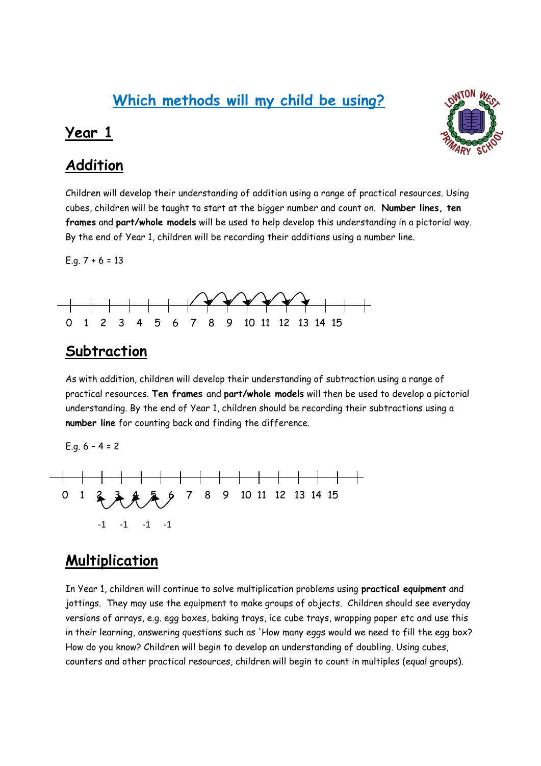# Which methods will my child be using?

## Year 1

## Addition

Children will develop their understanding of addition using a range of practical resources. Using cubes, children will be taught to start at the bigger number and count on. **Number lines, ten frames** and **part/whole models** will be used to help develop this understanding in a pictorial way. By the end of Year 1, children will be recording their additions using a number line.

E.g. 7 + 6 = 13

0 1 2 3 4 5 6 7 8 9 10 11 12 13 14 15

## Subtraction

As with addition, children will develop their understanding of subtraction using a range of practical resources. **Ten frames** and **part/whole models** will then be used to develop a pictorial understanding. By the end of Year 1, children should be recording their subtractions using a **number line** for counting back and finding the difference.

E.g. 6 – 4 = 2

0 1 2 3 4 5 6 7 8 9 10 11 12 13 14 15

-1 -1 -1 -1

## Multiplication

In Year 1, children will continue to solve multiplication problems using **practical equipment** and jottings. They may use the equipment to make groups of objects. Children should see everyday versions of arrays, e.g. egg boxes, baking trays, ice cube trays, wrapping paper etc and use this in their learning, answering questions such as 'How many eggs would we need to fill the egg box? How do you know? Children will begin to develop an understanding of doubling. Using cubes, counters and other practical resources, children will begin to count in multiples (equal groups).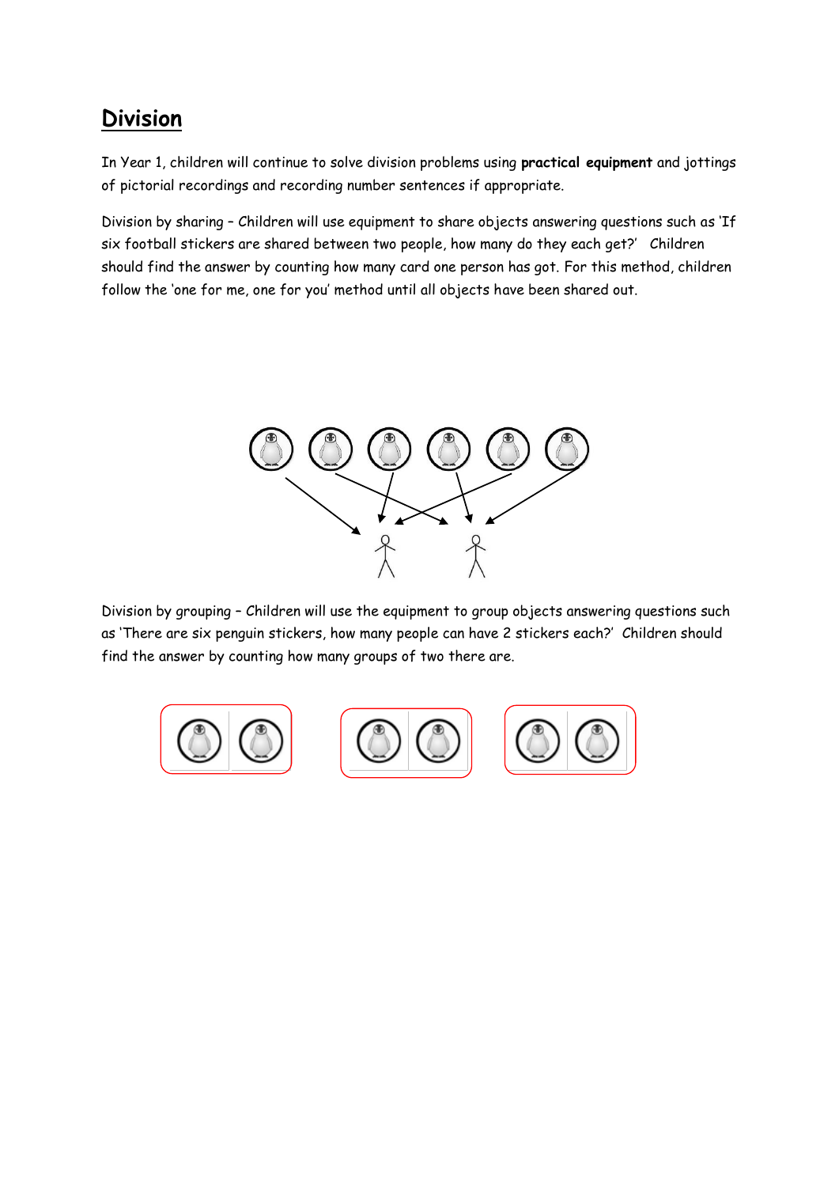## Division

In Year 1, children will continue to solve division problems using **practical equipment** and jottings of pictorial recordings and recording number sentences if appropriate.

Division by sharing – Children will use equipment to share objects answering questions such as 'If six football stickers are shared between two people, how many do they each get?' Children should find the answer by counting how many card one person has got. For this method, children follow the 'one for me, one for you' method until all objects have been shared out.

Division by grouping – Children will use the equipment to group objects answering questions such as 'There are six penguin stickers, how many people can have 2 stickers each?' Children should find the answer by counting how many groups of two there are.